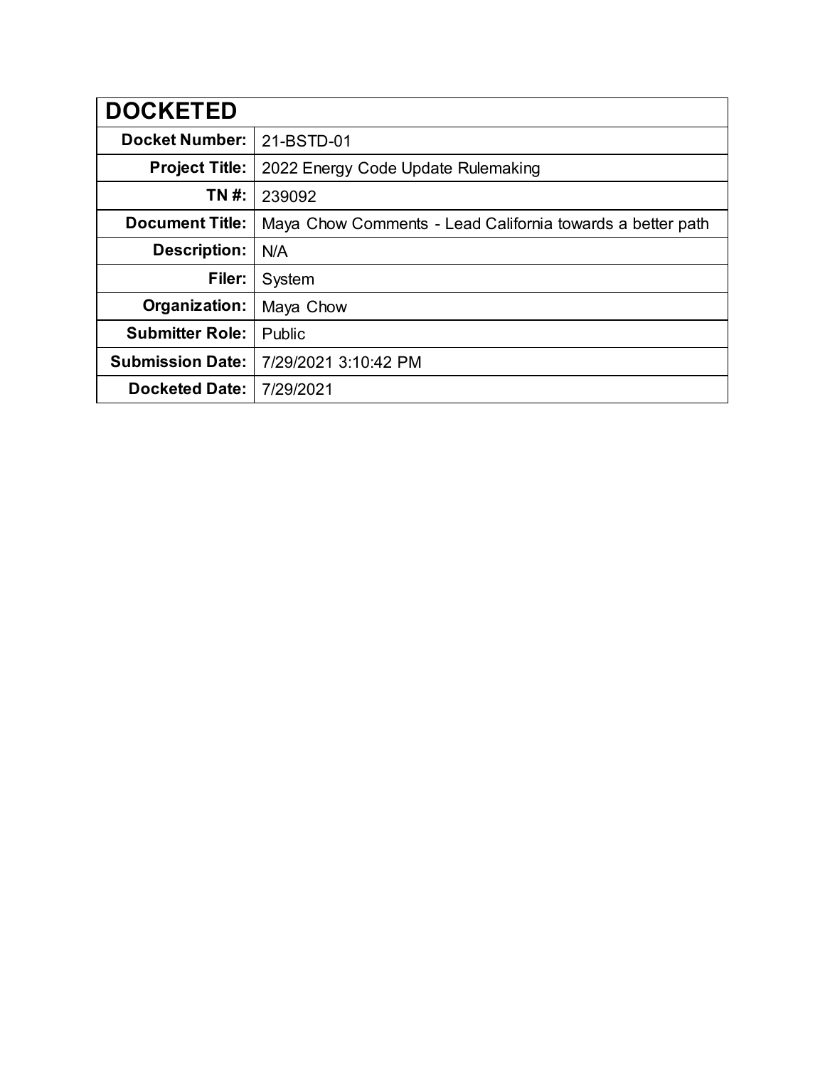| DOCKETED | |
|---|---|
| **Docket Number:** | 21-BSTD-01 |
| **Project Title:** | 2022 Energy Code Update Rulemaking |
| **TN #:** | 239092 |
| **Document Title:** | Maya Chow Comments - Lead California towards a better path |
| **Description:** | N/A |
| **Filer:** | System |
| **Organization:** | Maya Chow |
| **Submitter Role:** | Public |
| **Submission Date:** | 7/29/2021 3:10:42 PM |
| **Docketed Date:** | 7/29/2021 |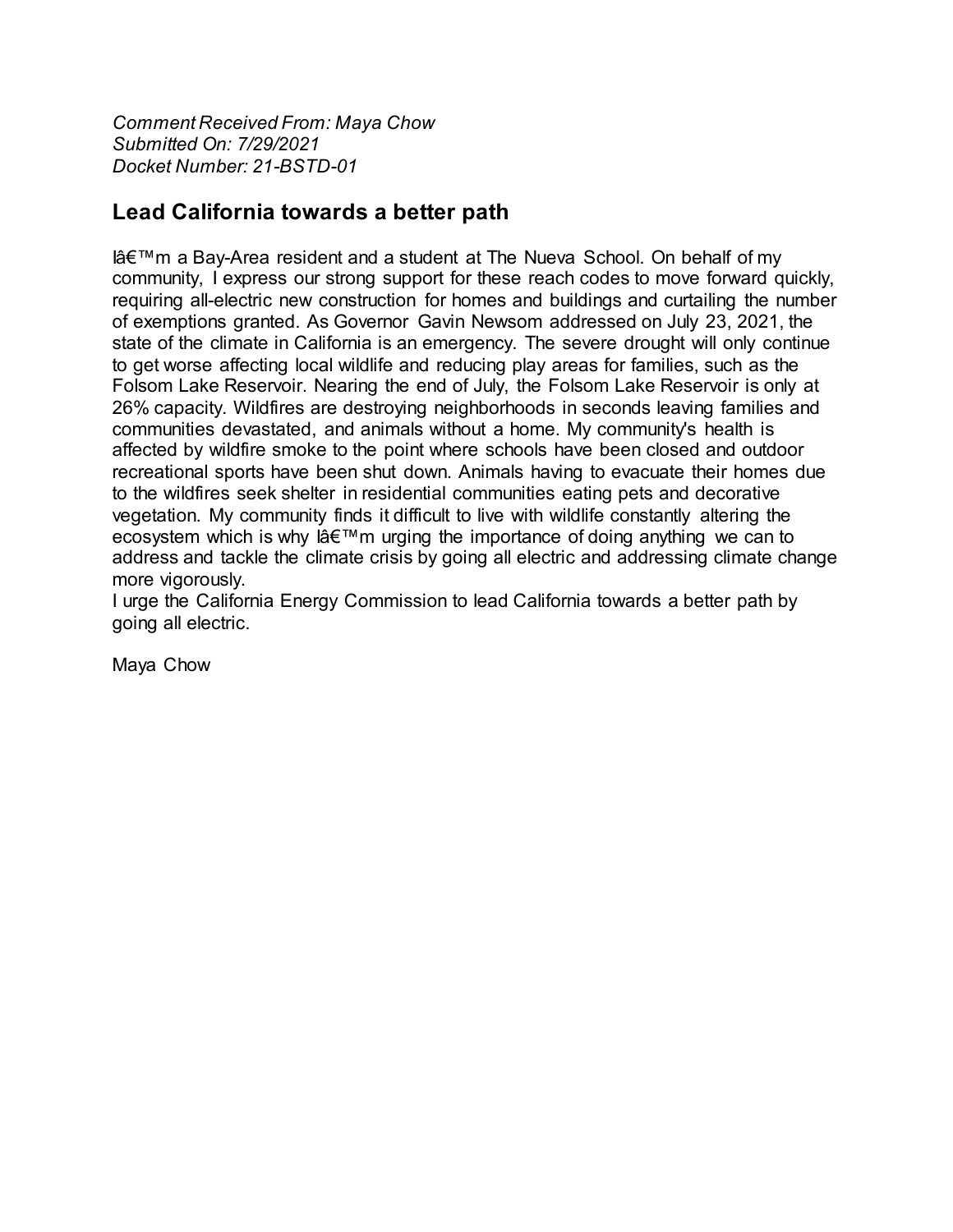*Comment Received From: Maya Chow*
*Submitted On: 7/29/2021*
*Docket Number: 21-BSTD-01*

## Lead California towards a better path

Iâ€™m a Bay-Area resident and a student at The Nueva School. On behalf of my community, I express our strong support for these reach codes to move forward quickly, requiring all-electric new construction for homes and buildings and curtailing the number of exemptions granted. As Governor Gavin Newsom addressed on July 23, 2021, the state of the climate in California is an emergency. The severe drought will only continue to get worse affecting local wildlife and reducing play areas for families, such as the Folsom Lake Reservoir. Nearing the end of July, the Folsom Lake Reservoir is only at 26% capacity. Wildfires are destroying neighborhoods in seconds leaving families and communities devastated, and animals without a home. My community's health is affected by wildfire smoke to the point where schools have been closed and outdoor recreational sports have been shut down. Animals having to evacuate their homes due to the wildfires seek shelter in residential communities eating pets and decorative vegetation. My community finds it difficult to live with wildlife constantly altering the ecosystem which is why Iâ€™m urging the importance of doing anything we can to address and tackle the climate crisis by going all electric and addressing climate change more vigorously.
I urge the California Energy Commission to lead California towards a better path by going all electric.

Maya Chow